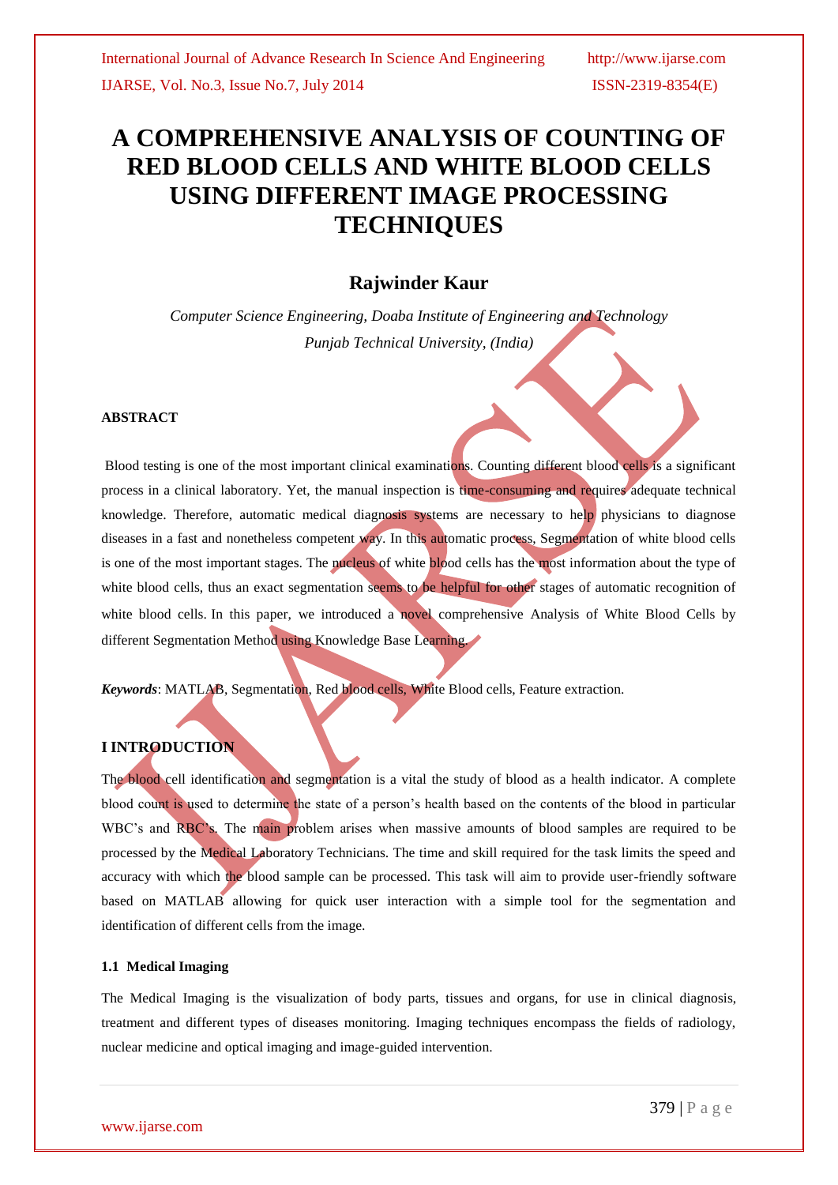# A COMPREHENSIVE ANALYSIS OF COUNTING OF RED BLOOD CELLS AND WHITE BLOOD CELLS USING DIFFERENT IMAGE PROCESSING TECHNIQUES

## Rajwinder Kaur

*Computer Science Engineering, Doaba Institute of Engineering and Technology*
*Punjab Technical University, (India)*

### ABSTRACT

Blood testing is one of the most important clinical examinations. Counting different blood cells is a significant process in a clinical laboratory. Yet, the manual inspection is time-consuming and requires adequate technical knowledge. Therefore, automatic medical diagnosis systems are necessary to help physicians to diagnose diseases in a fast and nonetheless competent way. In this automatic process, Segmentation of white blood cells is one of the most important stages. The nucleus of white blood cells has the most information about the type of white blood cells, thus an exact segmentation seems to be helpful for other stages of automatic recognition of white blood cells. In this paper, we introduced a novel comprehensive Analysis of White Blood Cells by different Segmentation Method using Knowledge Base Learning.

***Keywords***: MATLAB, Segmentation, Red blood cells, White Blood cells, Feature extraction.

### I INTRODUCTION

The blood cell identification and segmentation is a vital the study of blood as a health indicator. A complete blood count is used to determine the state of a person's health based on the contents of the blood in particular WBC's and RBC's. The main problem arises when massive amounts of blood samples are required to be processed by the Medical Laboratory Technicians. The time and skill required for the task limits the speed and accuracy with which the blood sample can be processed. This task will aim to provide user-friendly software based on MATLAB allowing for quick user interaction with a simple tool for the segmentation and identification of different cells from the image.

#### 1.1 Medical Imaging

The Medical Imaging is the visualization of body parts, tissues and organs, for use in clinical diagnosis, treatment and different types of diseases monitoring. Imaging techniques encompass the fields of radiology, nuclear medicine and optical imaging and image-guided intervention.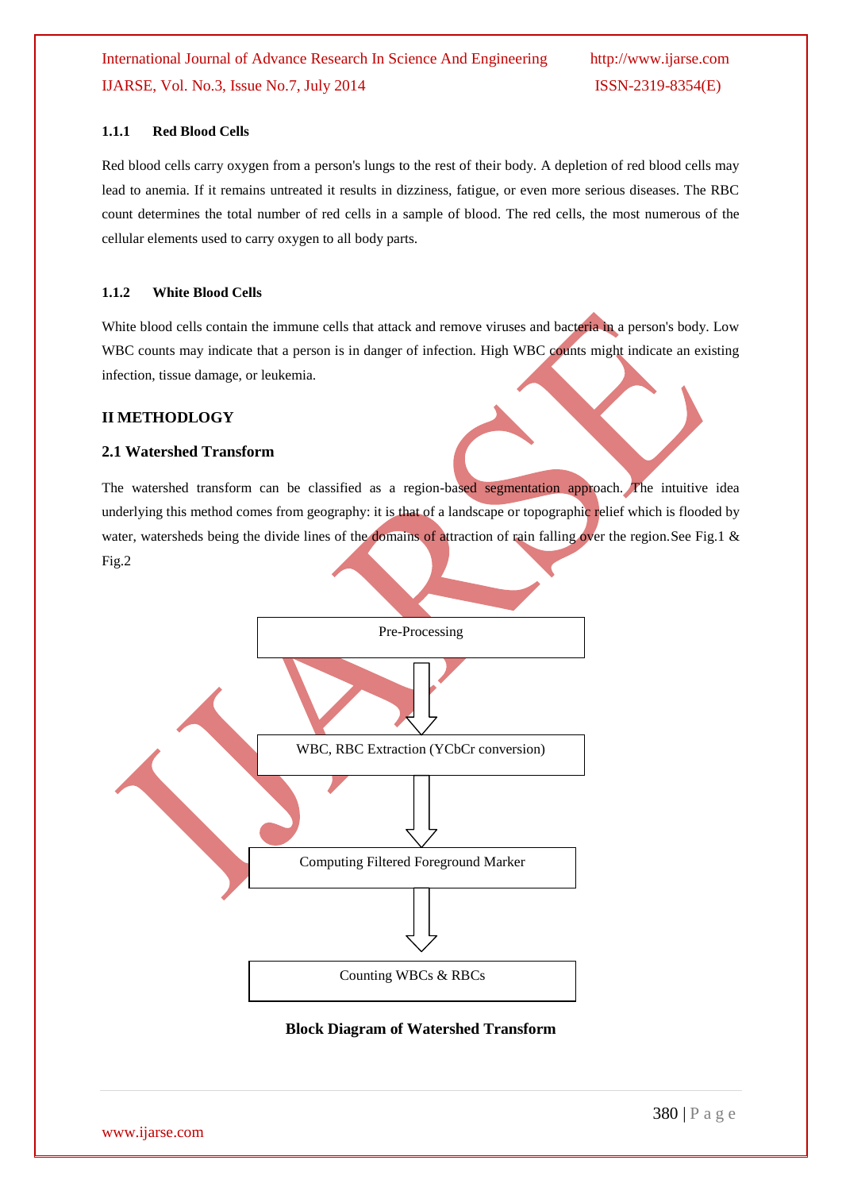### 1.1.1 Red Blood Cells

Red blood cells carry oxygen from a person's lungs to the rest of their body. A depletion of red blood cells may lead to anemia. If it remains untreated it results in dizziness, fatigue, or even more serious diseases. The RBC count determines the total number of red cells in a sample of blood. The red cells, the most numerous of the cellular elements used to carry oxygen to all body parts.

### 1.1.2 White Blood Cells

White blood cells contain the immune cells that attack and remove viruses and bacteria in a person's body. Low WBC counts may indicate that a person is in danger of infection. High WBC counts might indicate an existing infection, tissue damage, or leukemia.

## II METHODLOGY

### 2.1 Watershed Transform

The watershed transform can be classified as a region-based segmentation approach. The intuitive idea underlying this method comes from geography: it is that of a landscape or topographic relief which is flooded by water, watersheds being the divide lines of the domains of attraction of rain falling over the region.See Fig.1 & Fig.2

Pre-Processing

↓

WBC, RBC Extraction (YCbCr conversion)

↓

Computing Filtered Foreground Marker

↓

Counting WBCs & RBCs

**Block Diagram of Watershed Transform**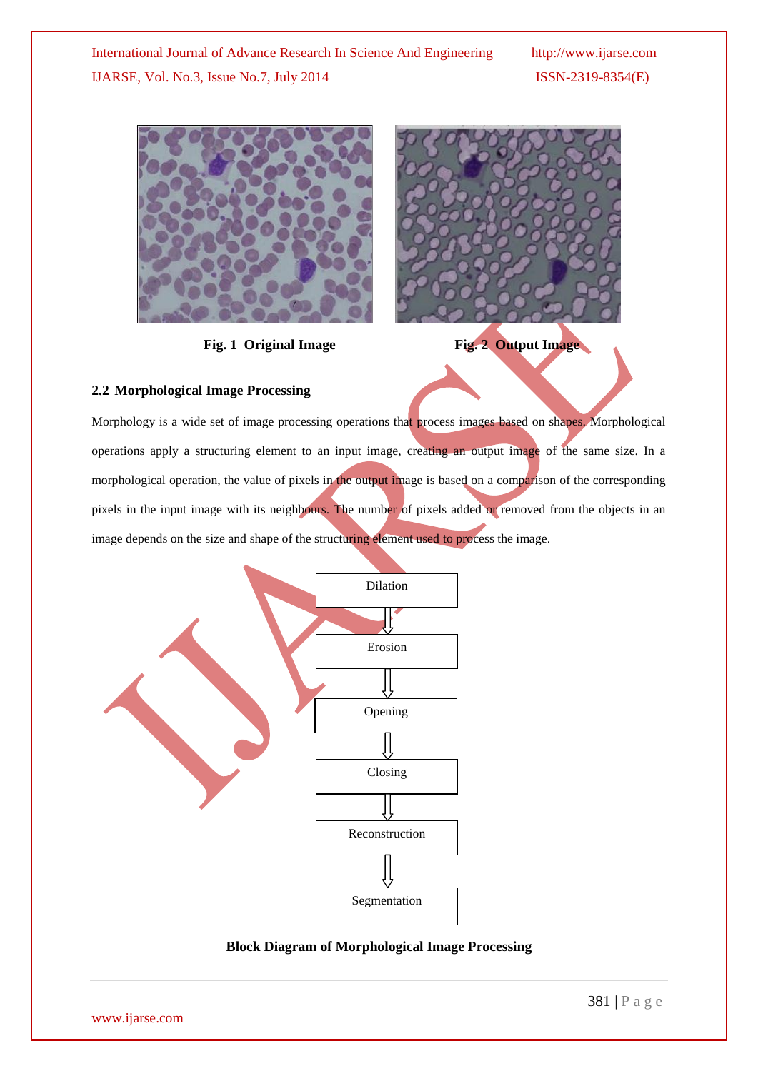Fig. 1 Original Image

Fig. 2 Output Image

## 2.2 Morphological Image Processing

Morphology is a wide set of image processing operations that process images based on shapes. Morphological operations apply a structuring element to an input image, creating an output image of the same size. In a morphological operation, the value of pixels in the output image is based on a comparison of the corresponding pixels in the input image with its neighbours. The number of pixels added or removed from the objects in an image depends on the size and shape of the structuring element used to process the image.

Dilation → Erosion → Opening → Closing → Reconstruction → Segmentation

**Block Diagram of Morphological Image Processing**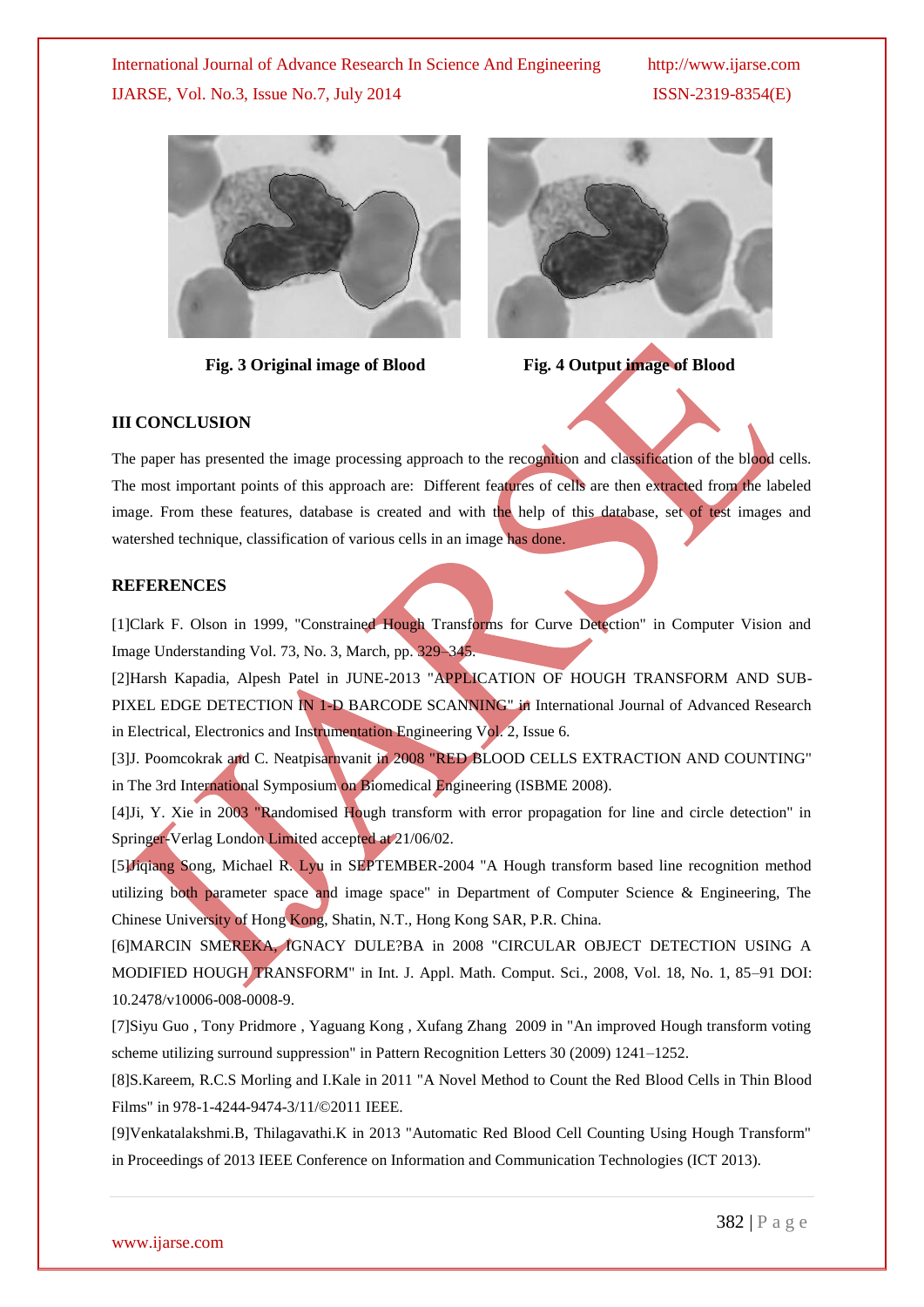Fig. 3 Original image of Blood

Fig. 4 Output image of Blood

## III CONCLUSION

The paper has presented the image processing approach to the recognition and classification of the blood cells. The most important points of this approach are: Different features of cells are then extracted from the labeled image. From these features, database is created and with the help of this database, set of test images and watershed technique, classification of various cells in an image has done.

## REFERENCES

[1]Clark F. Olson in 1999, "Constrained Hough Transforms for Curve Detection" in Computer Vision and Image Understanding Vol. 73, No. 3, March, pp. 329–345.

[2]Harsh Kapadia, Alpesh Patel in JUNE-2013 "APPLICATION OF HOUGH TRANSFORM AND SUB-PIXEL EDGE DETECTION IN 1-D BARCODE SCANNING" in International Journal of Advanced Research in Electrical, Electronics and Instrumentation Engineering Vol. 2, Issue 6.

[3]J. Poomcokrak and C. Neatpisarnvanit in 2008 "RED BLOOD CELLS EXTRACTION AND COUNTING" in The 3rd International Symposium on Biomedical Engineering (ISBME 2008).

[4]Ji, Y. Xie in 2003 "Randomised Hough transform with error propagation for line and circle detection" in Springer-Verlag London Limited accepted at 21/06/02.

[5]Jiqiang Song, Michael R. Lyu in SEPTEMBER-2004 "A Hough transform based line recognition method utilizing both parameter space and image space" in Department of Computer Science & Engineering, The Chinese University of Hong Kong, Shatin, N.T., Hong Kong SAR, P.R. China.

[6]MARCIN SMEREKA, IGNACY DULE?BA in 2008 "CIRCULAR OBJECT DETECTION USING A MODIFIED HOUGH TRANSFORM" in Int. J. Appl. Math. Comput. Sci., 2008, Vol. 18, No. 1, 85–91 DOI: 10.2478/v10006-008-0008-9.

[7]Siyu Guo , Tony Pridmore , Yaguang Kong , Xufang Zhang 2009 in "An improved Hough transform voting scheme utilizing surround suppression" in Pattern Recognition Letters 30 (2009) 1241–1252.

[8]S.Kareem, R.C.S Morling and I.Kale in 2011 "A Novel Method to Count the Red Blood Cells in Thin Blood Films" in 978-1-4244-9474-3/11/©2011 IEEE.

[9]Venkatalakshmi.B, Thilagavathi.K in 2013 "Automatic Red Blood Cell Counting Using Hough Transform" in Proceedings of 2013 IEEE Conference on Information and Communication Technologies (ICT 2013).